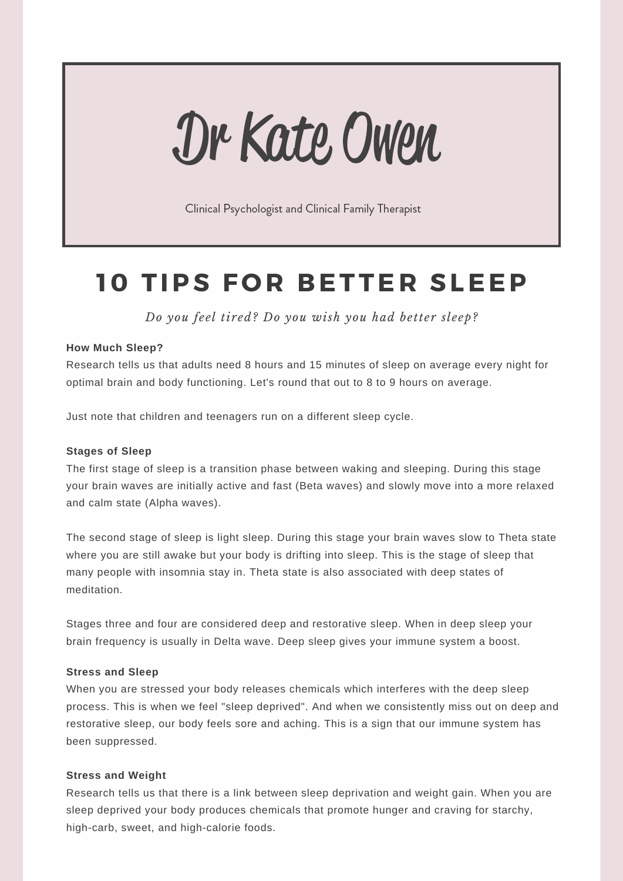# Dr Kate Owen

Clinical Psychologist and Clinical Family Therapist

## 10 TIPS FOR BETTER SLEEP

*Do you feel tired? Do you wish you had better sleep?*

**How Much Sleep?**

Research tells us that adults need 8 hours and 15 minutes of sleep on average every night for optimal brain and body functioning. Let's round that out to 8 to 9 hours on average.

Just note that children and teenagers run on a different sleep cycle.

**Stages of Sleep**

The first stage of sleep is a transition phase between waking and sleeping. During this stage your brain waves are initially active and fast (Beta waves) and slowly move into a more relaxed and calm state (Alpha waves).

The second stage of sleep is light sleep. During this stage your brain waves slow to Theta state where you are still awake but your body is drifting into sleep. This is the stage of sleep that many people with insomnia stay in. Theta state is also associated with deep states of meditation.

Stages three and four are considered deep and restorative sleep. When in deep sleep your brain frequency is usually in Delta wave. Deep sleep gives your immune system a boost.

**Stress and Sleep**

When you are stressed your body releases chemicals which interferes with the deep sleep process. This is when we feel "sleep deprived". And when we consistently miss out on deep and restorative sleep, our body feels sore and aching. This is a sign that our immune system has been suppressed.

**Stress and Weight**

Research tells us that there is a link between sleep deprivation and weight gain. When you are sleep deprived your body produces chemicals that promote hunger and craving for starchy, high-carb, sweet, and high-calorie foods.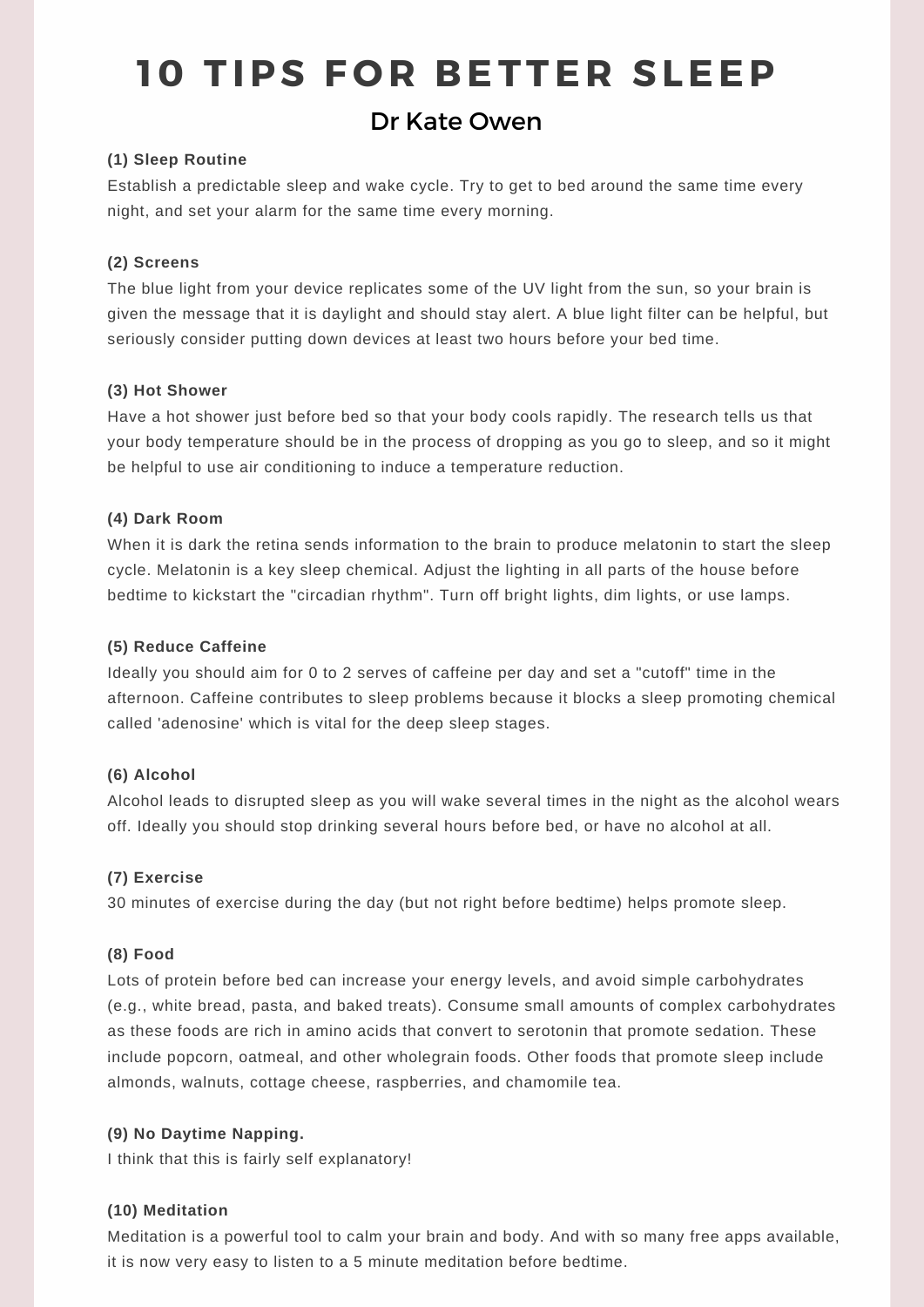# 10 TIPS FOR BETTER SLEEP

## Dr Kate Owen

**(1) Sleep Routine**

Establish a predictable sleep and wake cycle. Try to get to bed around the same time every night, and set your alarm for the same time every morning.

**(2) Screens**

The blue light from your device replicates some of the UV light from the sun, so your brain is given the message that it is daylight and should stay alert. A blue light filter can be helpful, but seriously consider putting down devices at least two hours before your bed time.

**(3) Hot Shower**

Have a hot shower just before bed so that your body cools rapidly. The research tells us that your body temperature should be in the process of dropping as you go to sleep, and so it might be helpful to use air conditioning to induce a temperature reduction.

**(4) Dark Room**

When it is dark the retina sends information to the brain to produce melatonin to start the sleep cycle. Melatonin is a key sleep chemical. Adjust the lighting in all parts of the house before bedtime to kickstart the "circadian rhythm". Turn off bright lights, dim lights, or use lamps.

**(5) Reduce Caffeine**

Ideally you should aim for 0 to 2 serves of caffeine per day and set a "cutoff" time in the afternoon. Caffeine contributes to sleep problems because it blocks a sleep promoting chemical called 'adenosine' which is vital for the deep sleep stages.

**(6) Alcohol**

Alcohol leads to disrupted sleep as you will wake several times in the night as the alcohol wears off. Ideally you should stop drinking several hours before bed, or have no alcohol at all.

**(7) Exercise**

30 minutes of exercise during the day (but not right before bedtime) helps promote sleep.

**(8) Food**

Lots of protein before bed can increase your energy levels, and avoid simple carbohydrates (e.g., white bread, pasta, and baked treats). Consume small amounts of complex carbohydrates as these foods are rich in amino acids that convert to serotonin that promote sedation. These include popcorn, oatmeal, and other wholegrain foods. Other foods that promote sleep include almonds, walnuts, cottage cheese, raspberries, and chamomile tea.

**(9) No Daytime Napping.**

I think that this is fairly self explanatory!

**(10) Meditation**

Meditation is a powerful tool to calm your brain and body. And with so many free apps available, it is now very easy to listen to a 5 minute meditation before bedtime.